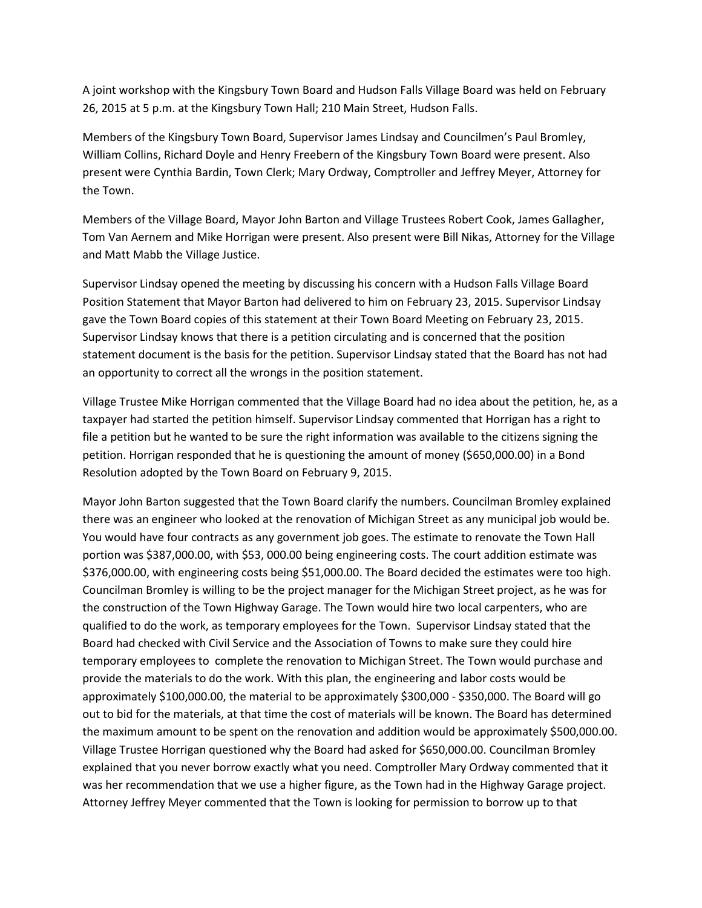A joint workshop with the Kingsbury Town Board and Hudson Falls Village Board was held on February 26, 2015 at 5 p.m. at the Kingsbury Town Hall; 210 Main Street, Hudson Falls.

Members of the Kingsbury Town Board, Supervisor James Lindsay and Councilmen's Paul Bromley, William Collins, Richard Doyle and Henry Freebern of the Kingsbury Town Board were present. Also present were Cynthia Bardin, Town Clerk; Mary Ordway, Comptroller and Jeffrey Meyer, Attorney for the Town.

Members of the Village Board, Mayor John Barton and Village Trustees Robert Cook, James Gallagher, Tom Van Aernem and Mike Horrigan were present. Also present were Bill Nikas, Attorney for the Village and Matt Mabb the Village Justice.

Supervisor Lindsay opened the meeting by discussing his concern with a Hudson Falls Village Board Position Statement that Mayor Barton had delivered to him on February 23, 2015. Supervisor Lindsay gave the Town Board copies of this statement at their Town Board Meeting on February 23, 2015. Supervisor Lindsay knows that there is a petition circulating and is concerned that the position statement document is the basis for the petition. Supervisor Lindsay stated that the Board has not had an opportunity to correct all the wrongs in the position statement.

Village Trustee Mike Horrigan commented that the Village Board had no idea about the petition, he, as a taxpayer had started the petition himself. Supervisor Lindsay commented that Horrigan has a right to file a petition but he wanted to be sure the right information was available to the citizens signing the petition. Horrigan responded that he is questioning the amount of money ($650,000.00) in a Bond Resolution adopted by the Town Board on February 9, 2015.

Mayor John Barton suggested that the Town Board clarify the numbers. Councilman Bromley explained there was an engineer who looked at the renovation of Michigan Street as any municipal job would be. You would have four contracts as any government job goes. The estimate to renovate the Town Hall portion was $387,000.00, with $53, 000.00 being engineering costs. The court addition estimate was $376,000.00, with engineering costs being $51,000.00. The Board decided the estimates were too high. Councilman Bromley is willing to be the project manager for the Michigan Street project, as he was for the construction of the Town Highway Garage. The Town would hire two local carpenters, who are qualified to do the work, as temporary employees for the Town. Supervisor Lindsay stated that the Board had checked with Civil Service and the Association of Towns to make sure they could hire temporary employees to complete the renovation to Michigan Street. The Town would purchase and provide the materials to do the work. With this plan, the engineering and labor costs would be approximately $100,000.00, the material to be approximately $300,000 - $350,000. The Board will go out to bid for the materials, at that time the cost of materials will be known. The Board has determined the maximum amount to be spent on the renovation and addition would be approximately $500,000.00. Village Trustee Horrigan questioned why the Board had asked for $650,000.00. Councilman Bromley explained that you never borrow exactly what you need. Comptroller Mary Ordway commented that it was her recommendation that we use a higher figure, as the Town had in the Highway Garage project. Attorney Jeffrey Meyer commented that the Town is looking for permission to borrow up to that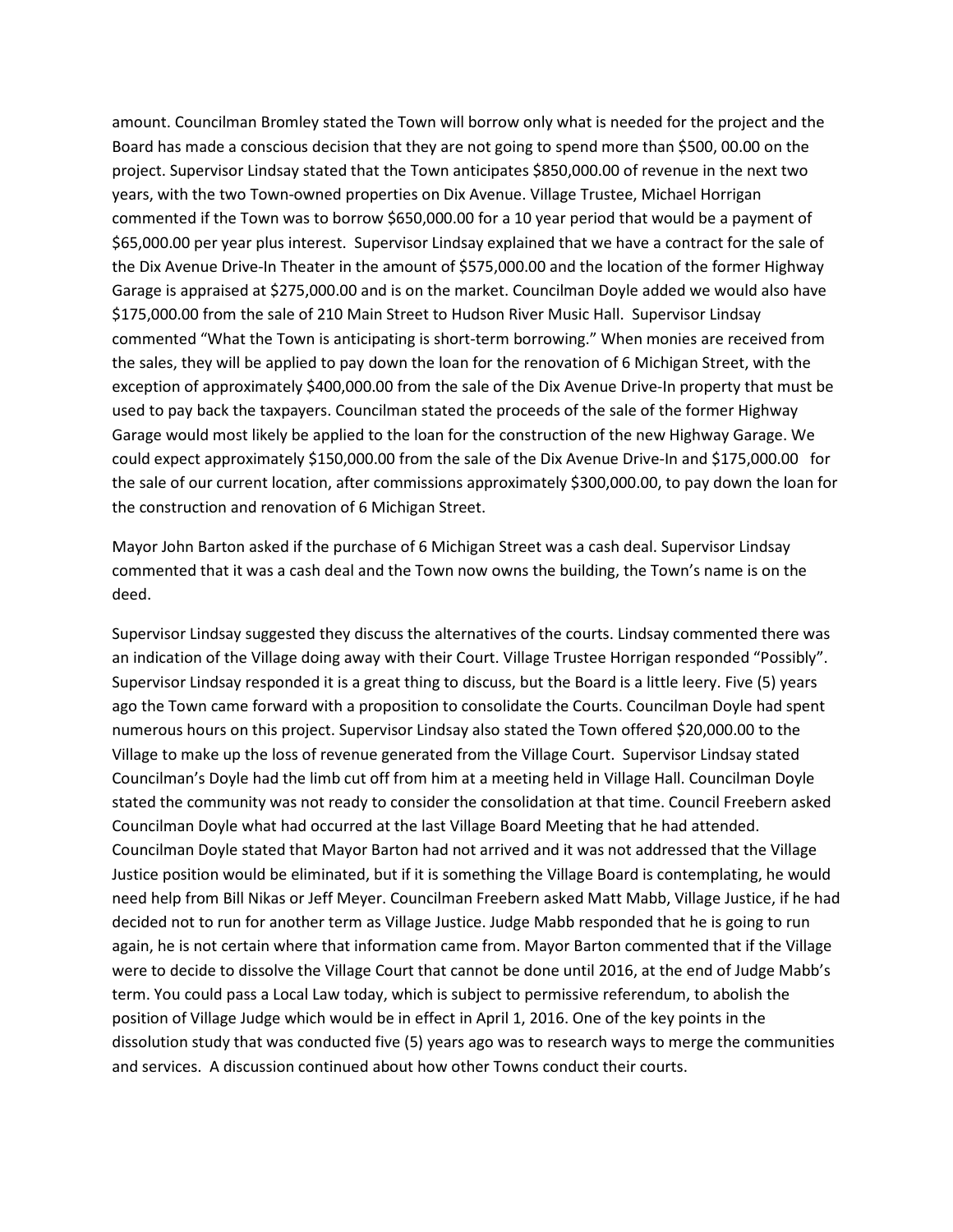amount. Councilman Bromley stated the Town will borrow only what is needed for the project and the Board has made a conscious decision that they are not going to spend more than $500, 00.00 on the project. Supervisor Lindsay stated that the Town anticipates $850,000.00 of revenue in the next two years, with the two Town-owned properties on Dix Avenue. Village Trustee, Michael Horrigan commented if the Town was to borrow $650,000.00 for a 10 year period that would be a payment of $65,000.00 per year plus interest. Supervisor Lindsay explained that we have a contract for the sale of the Dix Avenue Drive-In Theater in the amount of $575,000.00 and the location of the former Highway Garage is appraised at $275,000.00 and is on the market. Councilman Doyle added we would also have $175,000.00 from the sale of 210 Main Street to Hudson River Music Hall. Supervisor Lindsay commented "What the Town is anticipating is short-term borrowing." When monies are received from the sales, they will be applied to pay down the loan for the renovation of 6 Michigan Street, with the exception of approximately $400,000.00 from the sale of the Dix Avenue Drive-In property that must be used to pay back the taxpayers. Councilman stated the proceeds of the sale of the former Highway Garage would most likely be applied to the loan for the construction of the new Highway Garage. We could expect approximately $150,000.00 from the sale of the Dix Avenue Drive-In and $175,000.00 for the sale of our current location, after commissions approximately $300,000.00, to pay down the loan for the construction and renovation of 6 Michigan Street.

Mayor John Barton asked if the purchase of 6 Michigan Street was a cash deal. Supervisor Lindsay commented that it was a cash deal and the Town now owns the building, the Town's name is on the deed.

Supervisor Lindsay suggested they discuss the alternatives of the courts. Lindsay commented there was an indication of the Village doing away with their Court. Village Trustee Horrigan responded "Possibly". Supervisor Lindsay responded it is a great thing to discuss, but the Board is a little leery. Five (5) years ago the Town came forward with a proposition to consolidate the Courts. Councilman Doyle had spent numerous hours on this project. Supervisor Lindsay also stated the Town offered $20,000.00 to the Village to make up the loss of revenue generated from the Village Court. Supervisor Lindsay stated Councilman's Doyle had the limb cut off from him at a meeting held in Village Hall. Councilman Doyle stated the community was not ready to consider the consolidation at that time. Council Freebern asked Councilman Doyle what had occurred at the last Village Board Meeting that he had attended. Councilman Doyle stated that Mayor Barton had not arrived and it was not addressed that the Village Justice position would be eliminated, but if it is something the Village Board is contemplating, he would need help from Bill Nikas or Jeff Meyer. Councilman Freebern asked Matt Mabb, Village Justice, if he had decided not to run for another term as Village Justice. Judge Mabb responded that he is going to run again, he is not certain where that information came from. Mayor Barton commented that if the Village were to decide to dissolve the Village Court that cannot be done until 2016, at the end of Judge Mabb's term. You could pass a Local Law today, which is subject to permissive referendum, to abolish the position of Village Judge which would be in effect in April 1, 2016. One of the key points in the dissolution study that was conducted five (5) years ago was to research ways to merge the communities and services. A discussion continued about how other Towns conduct their courts.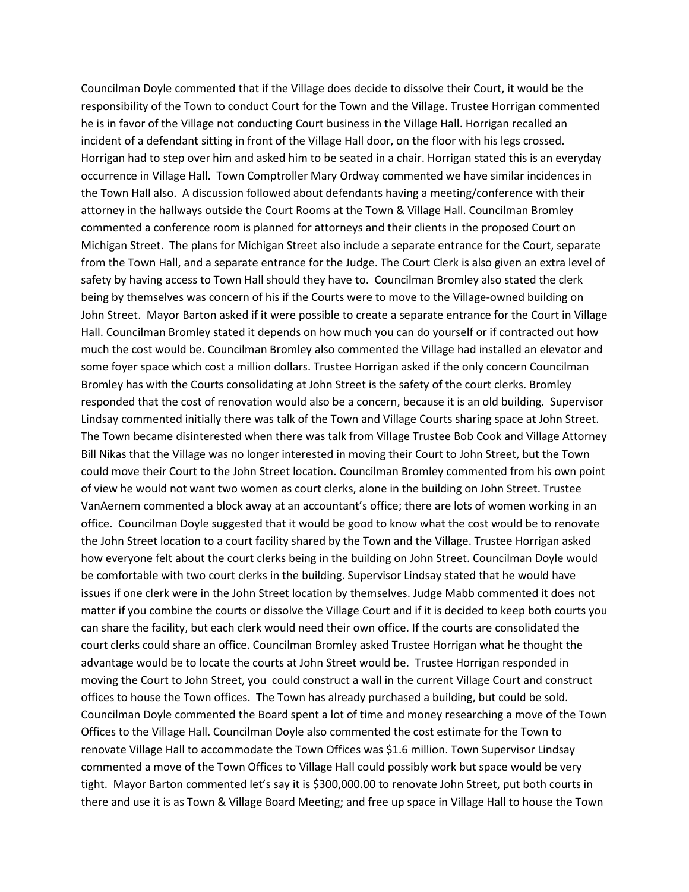Councilman Doyle commented that if the Village does decide to dissolve their Court, it would be the responsibility of the Town to conduct Court for the Town and the Village. Trustee Horrigan commented he is in favor of the Village not conducting Court business in the Village Hall. Horrigan recalled an incident of a defendant sitting in front of the Village Hall door, on the floor with his legs crossed. Horrigan had to step over him and asked him to be seated in a chair. Horrigan stated this is an everyday occurrence in Village Hall. Town Comptroller Mary Ordway commented we have similar incidences in the Town Hall also. A discussion followed about defendants having a meeting/conference with their attorney in the hallways outside the Court Rooms at the Town & Village Hall. Councilman Bromley commented a conference room is planned for attorneys and their clients in the proposed Court on Michigan Street. The plans for Michigan Street also include a separate entrance for the Court, separate from the Town Hall, and a separate entrance for the Judge. The Court Clerk is also given an extra level of safety by having access to Town Hall should they have to. Councilman Bromley also stated the clerk being by themselves was concern of his if the Courts were to move to the Village-owned building on John Street. Mayor Barton asked if it were possible to create a separate entrance for the Court in Village Hall. Councilman Bromley stated it depends on how much you can do yourself or if contracted out how much the cost would be. Councilman Bromley also commented the Village had installed an elevator and some foyer space which cost a million dollars. Trustee Horrigan asked if the only concern Councilman Bromley has with the Courts consolidating at John Street is the safety of the court clerks. Bromley responded that the cost of renovation would also be a concern, because it is an old building. Supervisor Lindsay commented initially there was talk of the Town and Village Courts sharing space at John Street. The Town became disinterested when there was talk from Village Trustee Bob Cook and Village Attorney Bill Nikas that the Village was no longer interested in moving their Court to John Street, but the Town could move their Court to the John Street location. Councilman Bromley commented from his own point of view he would not want two women as court clerks, alone in the building on John Street. Trustee VanAernem commented a block away at an accountant's office; there are lots of women working in an office. Councilman Doyle suggested that it would be good to know what the cost would be to renovate the John Street location to a court facility shared by the Town and the Village. Trustee Horrigan asked how everyone felt about the court clerks being in the building on John Street. Councilman Doyle would be comfortable with two court clerks in the building. Supervisor Lindsay stated that he would have issues if one clerk were in the John Street location by themselves. Judge Mabb commented it does not matter if you combine the courts or dissolve the Village Court and if it is decided to keep both courts you can share the facility, but each clerk would need their own office. If the courts are consolidated the court clerks could share an office. Councilman Bromley asked Trustee Horrigan what he thought the advantage would be to locate the courts at John Street would be. Trustee Horrigan responded in moving the Court to John Street, you could construct a wall in the current Village Court and construct offices to house the Town offices. The Town has already purchased a building, but could be sold. Councilman Doyle commented the Board spent a lot of time and money researching a move of the Town Offices to the Village Hall. Councilman Doyle also commented the cost estimate for the Town to renovate Village Hall to accommodate the Town Offices was $1.6 million. Town Supervisor Lindsay commented a move of the Town Offices to Village Hall could possibly work but space would be very tight. Mayor Barton commented let's say it is $300,000.00 to renovate John Street, put both courts in there and use it is as Town & Village Board Meeting; and free up space in Village Hall to house the Town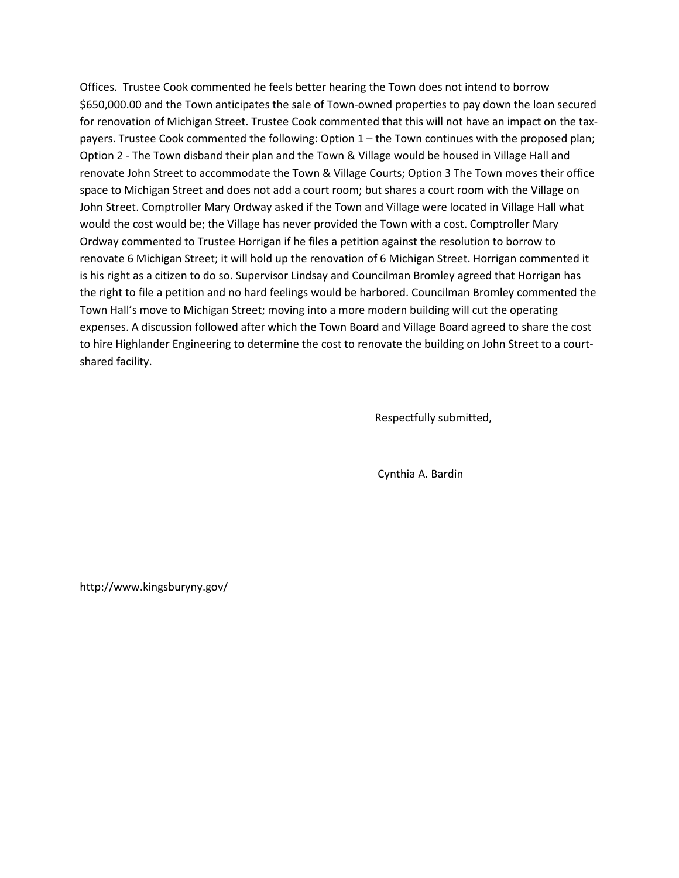Offices. Trustee Cook commented he feels better hearing the Town does not intend to borrow $650,000.00 and the Town anticipates the sale of Town-owned properties to pay down the loan secured for renovation of Michigan Street. Trustee Cook commented that this will not have an impact on the tax-payers. Trustee Cook commented the following: Option 1 – the Town continues with the proposed plan; Option 2 - The Town disband their plan and the Town & Village would be housed in Village Hall and renovate John Street to accommodate the Town & Village Courts; Option 3 The Town moves their office space to Michigan Street and does not add a court room; but shares a court room with the Village on John Street. Comptroller Mary Ordway asked if the Town and Village were located in Village Hall what would the cost would be; the Village has never provided the Town with a cost. Comptroller Mary Ordway commented to Trustee Horrigan if he files a petition against the resolution to borrow to renovate 6 Michigan Street; it will hold up the renovation of 6 Michigan Street. Horrigan commented it is his right as a citizen to do so. Supervisor Lindsay and Councilman Bromley agreed that Horrigan has the right to file a petition and no hard feelings would be harbored. Councilman Bromley commented the Town Hall's move to Michigan Street; moving into a more modern building will cut the operating expenses. A discussion followed after which the Town Board and Village Board agreed to share the cost to hire Highlander Engineering to determine the cost to renovate the building on John Street to a court-shared facility.

Respectfully submitted,

Cynthia A. Bardin

http://www.kingsburyny.gov/